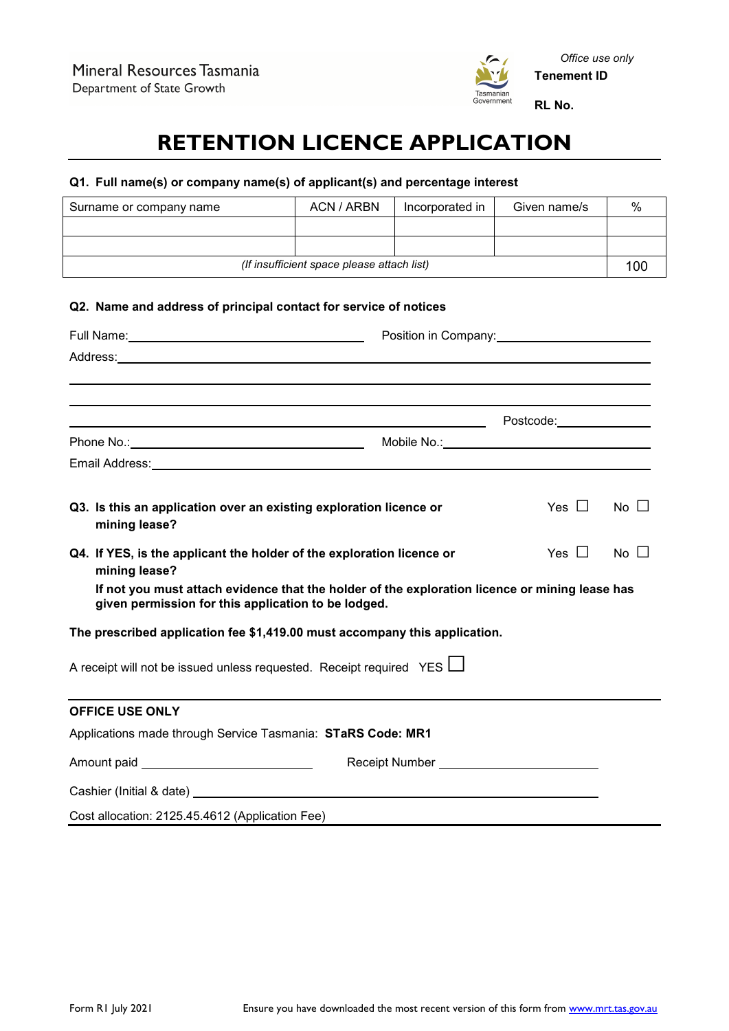Mineral Resources Tasmania
Department of State Growth

*Office use only*
**Tenement ID**

**RL No.**

# RETENTION LICENCE APPLICATION

**Q1. Full name(s) or company name(s) of applicant(s) and percentage interest**

| Surname or company name | ACN / ARBN | Incorporated in | Given name/s | % |
|---|---|---|---|---|
| | | | | |
| | | | | |
| *(If insufficient space please attach list)* | | | | 100 |

**Q2. Name and address of principal contact for service of notices**

Full Name: ______________________ Position in Company: ______________________

Address: ______________________

______________________

______________________

______________________ Postcode: ____________

Phone No.: ______________________ Mobile No.: ______________________

Email Address: ______________________

**Q3. Is this an application over an existing exploration licence or mining lease?** Yes ☐ No ☐

**Q4. If YES, is the applicant the holder of the exploration licence or mining lease?** Yes ☐ No ☐

**If not you must attach evidence that the holder of the exploration licence or mining lease has given permission for this application to be lodged.**

**The prescribed application fee $1,419.00 must accompany this application.**

A receipt will not be issued unless requested. Receipt required YES ☐

**OFFICE USE ONLY**

Applications made through Service Tasmania: **STaRS Code: MR1**

Amount paid ______________________ Receipt Number ______________________

Cashier (Initial & date) ______________________

Cost allocation: 2125.45.4612 (Application Fee)

Form R1 July 2021 Ensure you have downloaded the most recent version of this form from www.mrt.tas.gov.au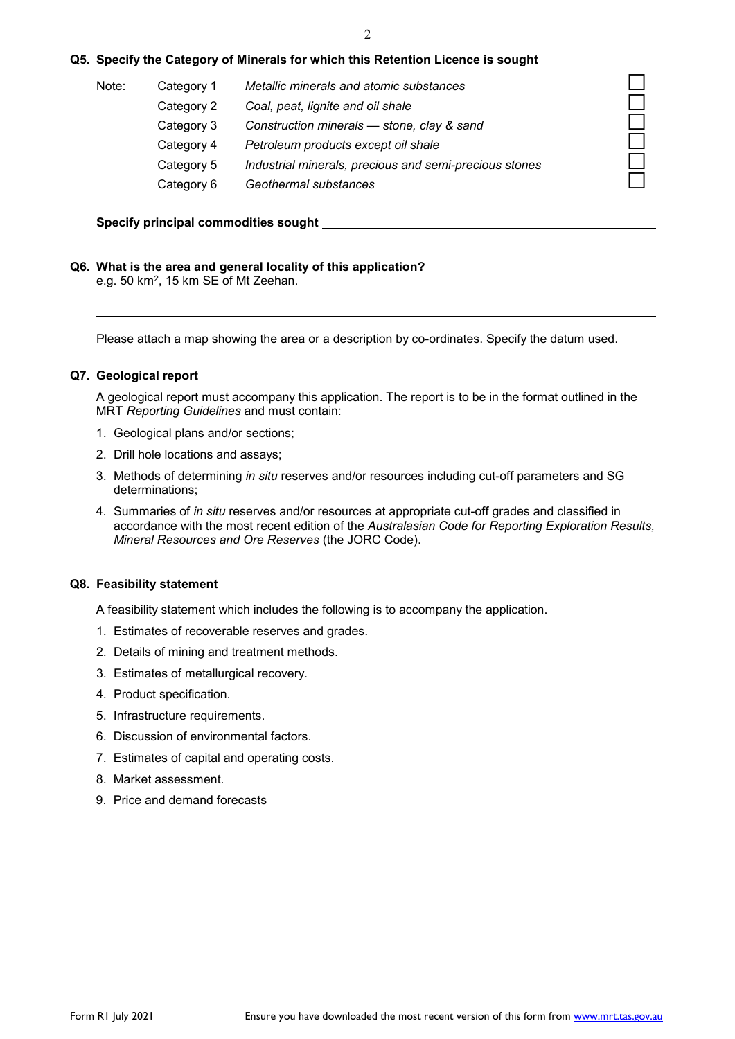**Q5. Specify the Category of Minerals for which this Retention Licence is sought**

| Note: | | | |
|---|---|---|---|
| | Category 1 | *Metallic minerals and atomic substances* | ☐ |
| | Category 2 | *Coal, peat, lignite and oil shale* | ☐ |
| | Category 3 | *Construction minerals — stone, clay & sand* | ☐ |
| | Category 4 | *Petroleum products except oil shale* | ☐ |
| | Category 5 | *Industrial minerals, precious and semi-precious stones* | ☐ |
| | Category 6 | *Geothermal substances* | ☐ |

**Specify principal commodities sought** ______________________________

**Q6. What is the area and general locality of this application?**
e.g. 50 km$^2$, 15 km SE of Mt Zeehan.

______________________________

Please attach a map showing the area or a description by co-ordinates. Specify the datum used.

**Q7. Geological report**

A geological report must accompany this application. The report is to be in the format outlined in the MRT *Reporting Guidelines* and must contain:

1. Geological plans and/or sections;
2. Drill hole locations and assays;
3. Methods of determining *in situ* reserves and/or resources including cut-off parameters and SG determinations;
4. Summaries of *in situ* reserves and/or resources at appropriate cut-off grades and classified in accordance with the most recent edition of the *Australasian Code for Reporting Exploration Results, Mineral Resources and Ore Reserves* (the JORC Code).

**Q8. Feasibility statement**

A feasibility statement which includes the following is to accompany the application.

1. Estimates of recoverable reserves and grades.
2. Details of mining and treatment methods.
3. Estimates of metallurgical recovery.
4. Product specification.
5. Infrastructure requirements.
6. Discussion of environmental factors.
7. Estimates of capital and operating costs.
8. Market assessment.
9. Price and demand forecasts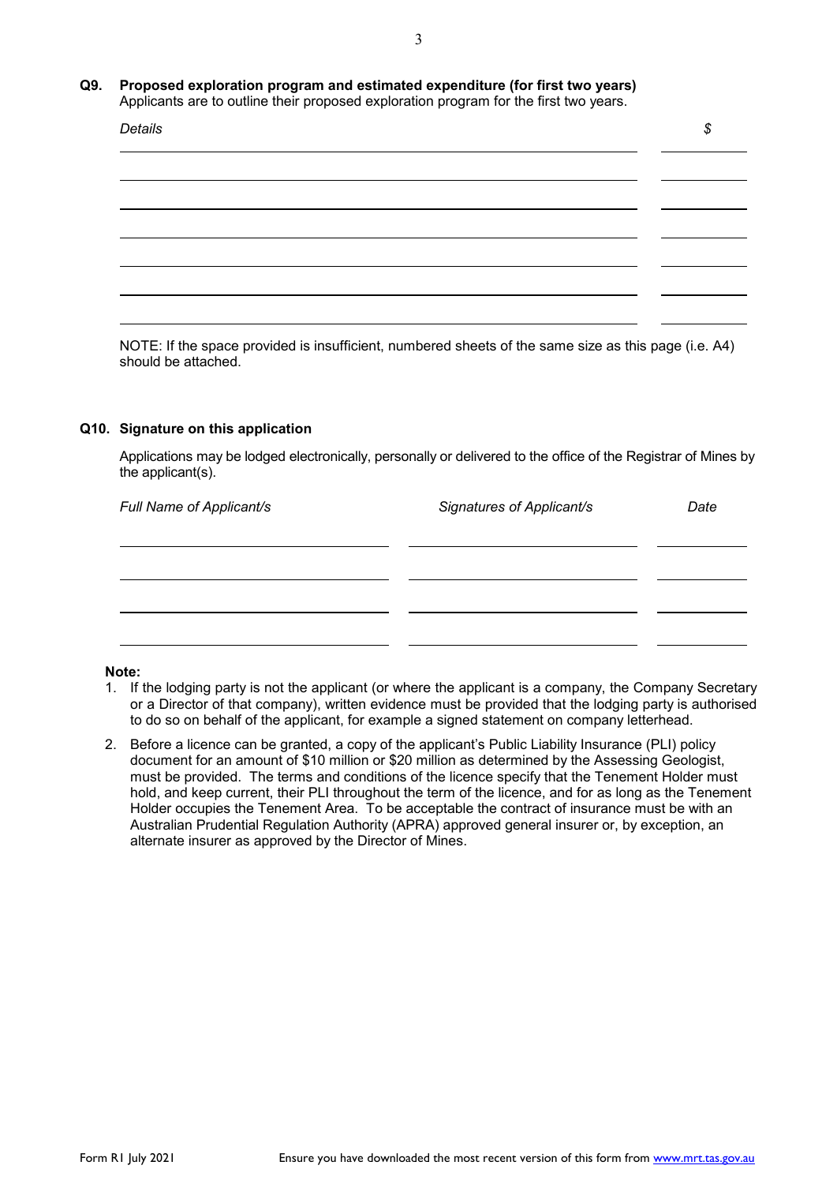**Q9. Proposed exploration program and estimated expenditure (for first two years)**

Applicants are to outline their proposed exploration program for the first two years.

| *Details* | *$* |
|---|---|
| | |
| | |
| | |
| | |
| | |
| | |
| | |

NOTE: If the space provided is insufficient, numbered sheets of the same size as this page (i.e. A4) should be attached.

**Q10. Signature on this application**

Applications may be lodged electronically, personally or delivered to the office of the Registrar of Mines by the applicant(s).

| *Full Name of Applicant/s* | *Signatures of Applicant/s* | *Date* |
|---|---|---|
| | | |
| | | |
| | | |
| | | |

**Note:**

1. If the lodging party is not the applicant (or where the applicant is a company, the Company Secretary or a Director of that company), written evidence must be provided that the lodging party is authorised to do so on behalf of the applicant, for example a signed statement on company letterhead.
2. Before a licence can be granted, a copy of the applicant's Public Liability Insurance (PLI) policy document for an amount of $10 million or $20 million as determined by the Assessing Geologist, must be provided. The terms and conditions of the licence specify that the Tenement Holder must hold, and keep current, their PLI throughout the term of the licence, and for as long as the Tenement Holder occupies the Tenement Area. To be acceptable the contract of insurance must be with an Australian Prudential Regulation Authority (APRA) approved general insurer or, by exception, an alternate insurer as approved by the Director of Mines.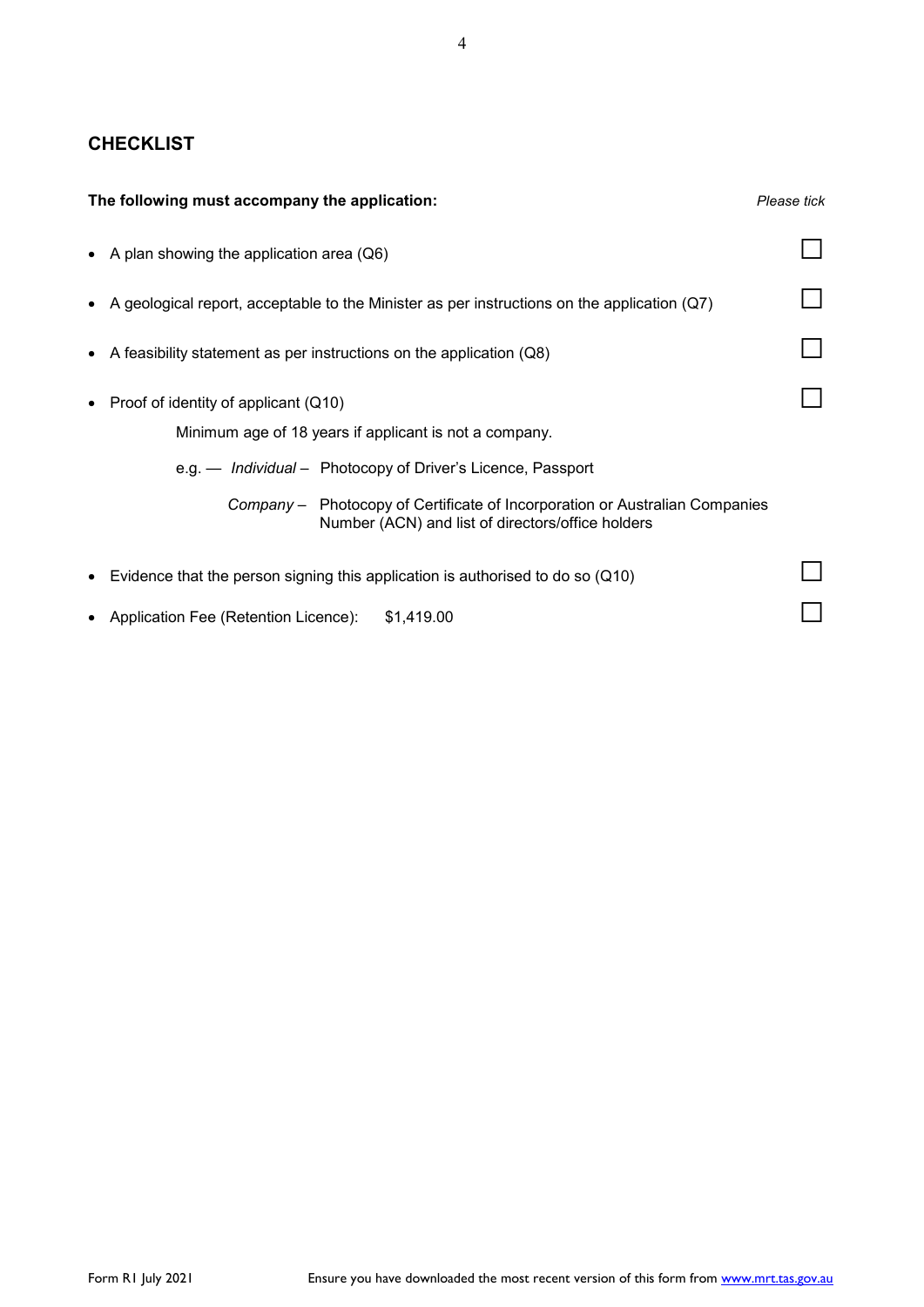## CHECKLIST

**The following must accompany the application:** *Please tick*

- A plan showing the application area (Q6) ☐
- A geological report, acceptable to the Minister as per instructions on the application (Q7) ☐
- A feasibility statement as per instructions on the application (Q8) ☐
- Proof of identity of applicant (Q10) ☐

  Minimum age of 18 years if applicant is not a company.

  e.g. — *Individual* – Photocopy of Driver's Licence, Passport

  *Company* – Photocopy of Certificate of Incorporation or Australian Companies Number (ACN) and list of directors/office holders

- Evidence that the person signing this application is authorised to do so (Q10) ☐
- Application Fee (Retention Licence): $1,419.00 ☐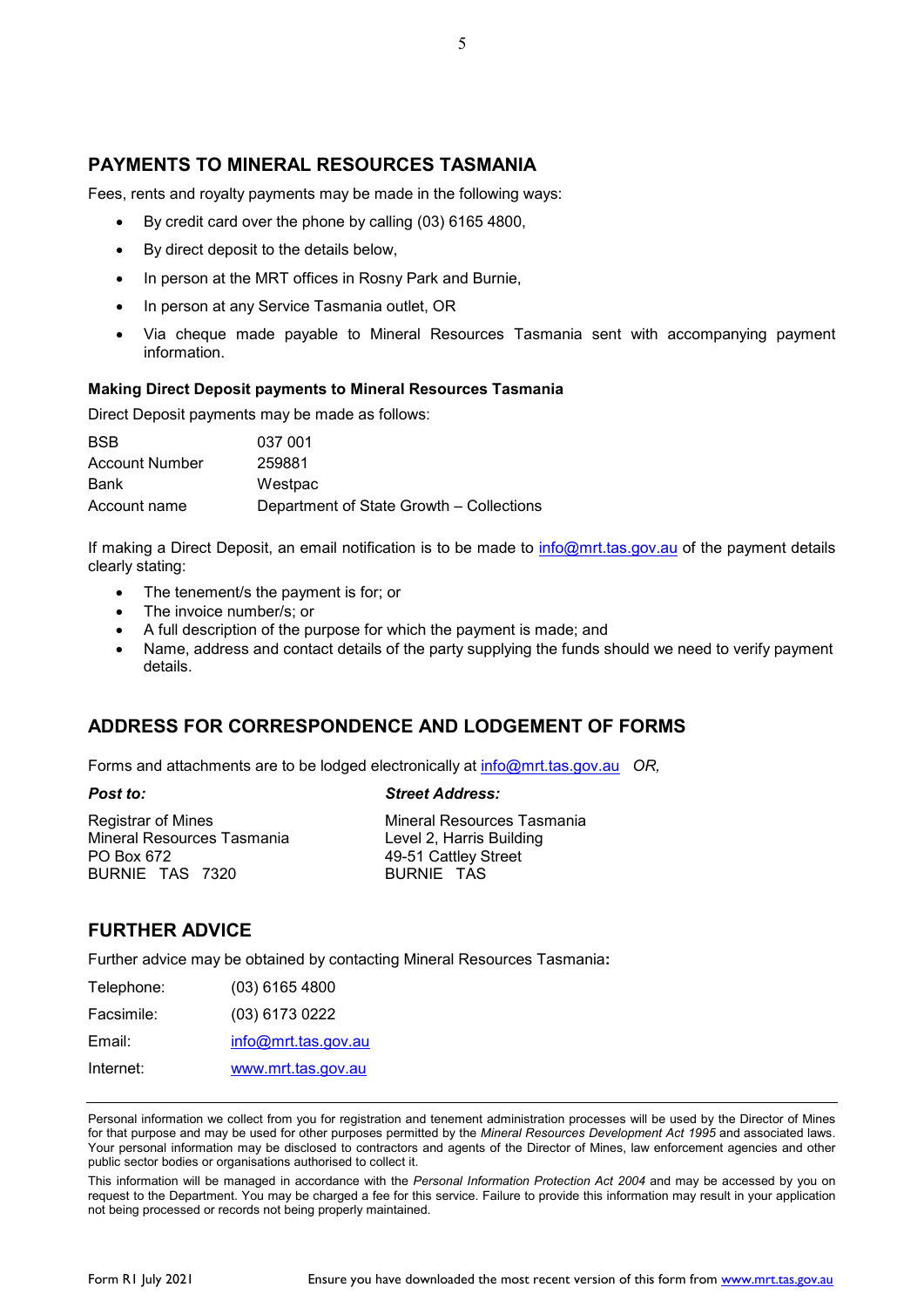## PAYMENTS TO MINERAL RESOURCES TASMANIA

Fees, rents and royalty payments may be made in the following ways:

- By credit card over the phone by calling (03) 6165 4800,
- By direct deposit to the details below,
- In person at the MRT offices in Rosny Park and Burnie,
- In person at any Service Tasmania outlet, OR
- Via cheque made payable to Mineral Resources Tasmania sent with accompanying payment information.

### Making Direct Deposit payments to Mineral Resources Tasmania

Direct Deposit payments may be made as follows:

| | |
|---|---|
| BSB | 037 001 |
| Account Number | 259881 |
| Bank | Westpac |
| Account name | Department of State Growth – Collections |

If making a Direct Deposit, an email notification is to be made to info@mrt.tas.gov.au of the payment details clearly stating:

- The tenement/s the payment is for; or
- The invoice number/s; or
- A full description of the purpose for which the payment is made; and
- Name, address and contact details of the party supplying the funds should we need to verify payment details.

## ADDRESS FOR CORRESPONDENCE AND LODGEMENT OF FORMS

Forms and attachments are to be lodged electronically at info@mrt.tas.gov.au *OR,*

***Post to:***

Registrar of Mines
Mineral Resources Tasmania
PO Box 672
BURNIE TAS 7320

***Street Address:***

Mineral Resources Tasmania
Level 2, Harris Building
49-51 Cattley Street
BURNIE TAS

## FURTHER ADVICE

Further advice may be obtained by contacting Mineral Resources Tasmania**:**

| | |
|---|---|
| Telephone: | (03) 6165 4800 |
| Facsimile: | (03) 6173 0222 |
| Email: | info@mrt.tas.gov.au |
| Internet: | www.mrt.tas.gov.au |

---

Personal information we collect from you for registration and tenement administration processes will be used by the Director of Mines for that purpose and may be used for other purposes permitted by the *Mineral Resources Development Act 1995* and associated laws. Your personal information may be disclosed to contractors and agents of the Director of Mines, law enforcement agencies and other public sector bodies or organisations authorised to collect it.

This information will be managed in accordance with the *Personal Information Protection Act 2004* and may be accessed by you on request to the Department. You may be charged a fee for this service. Failure to provide this information may result in your application not being processed or records not being properly maintained.

Form R1 July 2021 Ensure you have downloaded the most recent version of this form from www.mrt.tas.gov.au